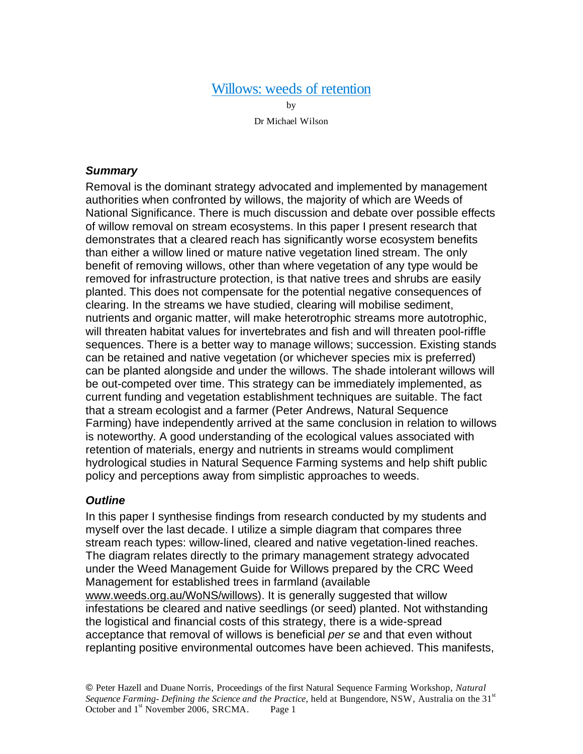# Willows: weeds of retention

by

Dr Michael Wilson

### *Summary*

Removal is the dominant strategy advocated and implemented by management authorities when confronted by willows, the majority of which are Weeds of National Significance. There is much discussion and debate over possible effects of willow removal on stream ecosystems. In this paper I present research that demonstrates that a cleared reach has significantly worse ecosystem benefits than either a willow lined or mature native vegetation lined stream. The only benefit of removing willows, other than where vegetation of any type would be removed for infrastructure protection, is that native trees and shrubs are easily planted. This does not compensate for the potential negative consequences of clearing. In the streams we have studied, clearing will mobilise sediment, nutrients and organic matter, will make heterotrophic streams more autotrophic, will threaten habitat values for invertebrates and fish and will threaten pool-riffle sequences. There is a better way to manage willows; succession. Existing stands can be retained and native vegetation (or whichever species mix is preferred) can be planted alongside and under the willows. The shade intolerant willows will be out-competed over time. This strategy can be immediately implemented, as current funding and vegetation establishment techniques are suitable. The fact that a stream ecologist and a farmer (Peter Andrews, Natural Sequence Farming) have independently arrived at the same conclusion in relation to willows is noteworthy. A good understanding of the ecological values associated with retention of materials, energy and nutrients in streams would compliment hydrological studies in Natural Sequence Farming systems and help shift public policy and perceptions away from simplistic approaches to weeds.

### *Outline*

In this paper I synthesise findings from research conducted by my students and myself over the last decade. I utilize a simple diagram that compares three stream reach types: willow-lined, cleared and native vegetation-lined reaches. The diagram relates directly to the primary management strategy advocated under the Weed Management Guide for Willows prepared by the CRC Weed Management for established trees in farmland (available www.weeds.org.au/WoNS/willows). It is generally suggested that willow infestations be cleared and native seedlings (or seed) planted. Not withstanding the logistical and financial costs of this strategy, there is a wide-spread acceptance that removal of willows is beneficial *per se* and that even without replanting positive environmental outcomes have been achieved. This manifests,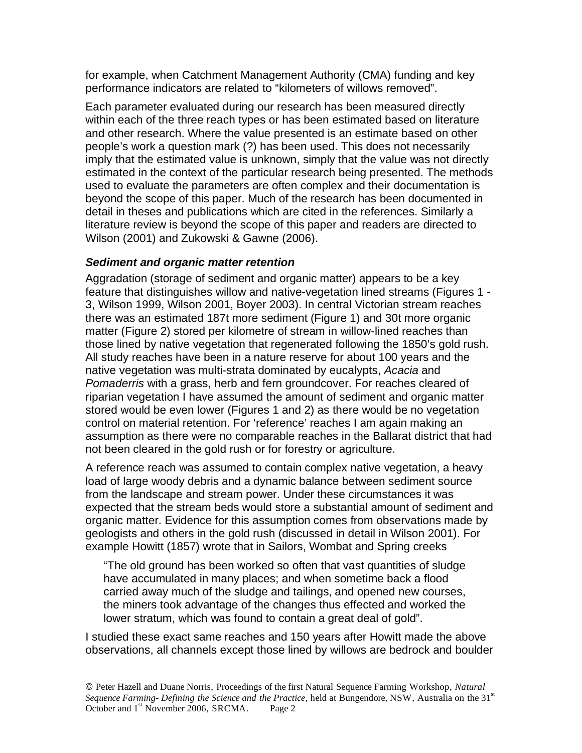for example, when Catchment Management Authority (CMA) funding and key performance indicators are related to "kilometers of willows removed".

Each parameter evaluated during our research has been measured directly within each of the three reach types or has been estimated based on literature and other research. Where the value presented is an estimate based on other people's work a question mark (?) has been used. This does not necessarily imply that the estimated value is unknown, simply that the value was not directly estimated in the context of the particular research being presented. The methods used to evaluate the parameters are often complex and their documentation is beyond the scope of this paper. Much of the research has been documented in detail in theses and publications which are cited in the references. Similarly a literature review is beyond the scope of this paper and readers are directed to Wilson (2001) and Zukowski & Gawne (2006).

### *Sediment and organic matter retention*

Aggradation (storage of sediment and organic matter) appears to be a key feature that distinguishes willow and native-vegetation lined streams (Figures 1 - 3, Wilson 1999, Wilson 2001, Boyer 2003). In central Victorian stream reaches there was an estimated 187t more sediment (Figure 1) and 30t more organic matter (Figure 2) stored per kilometre of stream in willow-lined reaches than those lined by native vegetation that regenerated following the 1850's gold rush. All study reaches have been in a nature reserve for about 100 years and the native vegetation was multi-strata dominated by eucalypts, *Acacia* and *Pomaderris* with a grass, herb and fern groundcover. For reaches cleared of riparian vegetation I have assumed the amount of sediment and organic matter stored would be even lower (Figures 1 and 2) as there would be no vegetation control on material retention. For 'reference' reaches I am again making an assumption as there were no comparable reaches in the Ballarat district that had not been cleared in the gold rush or for forestry or agriculture.

A reference reach was assumed to contain complex native vegetation, a heavy load of large woody debris and a dynamic balance between sediment source from the landscape and stream power. Under these circumstances it was expected that the stream beds would store a substantial amount of sediment and organic matter. Evidence for this assumption comes from observations made by geologists and others in the gold rush (discussed in detail in Wilson 2001). For example Howitt (1857) wrote that in Sailors, Wombat and Spring creeks

> "The old ground has been worked so often that vast quantities of sludge have accumulated in many places; and when sometime back a flood carried away much of the sludge and tailings, and opened new courses, the miners took advantage of the changes thus effected and worked the lower stratum, which was found to contain a great deal of gold".

I studied these exact same reaches and 150 years after Howitt made the above observations, all channels except those lined by willows are bedrock and boulder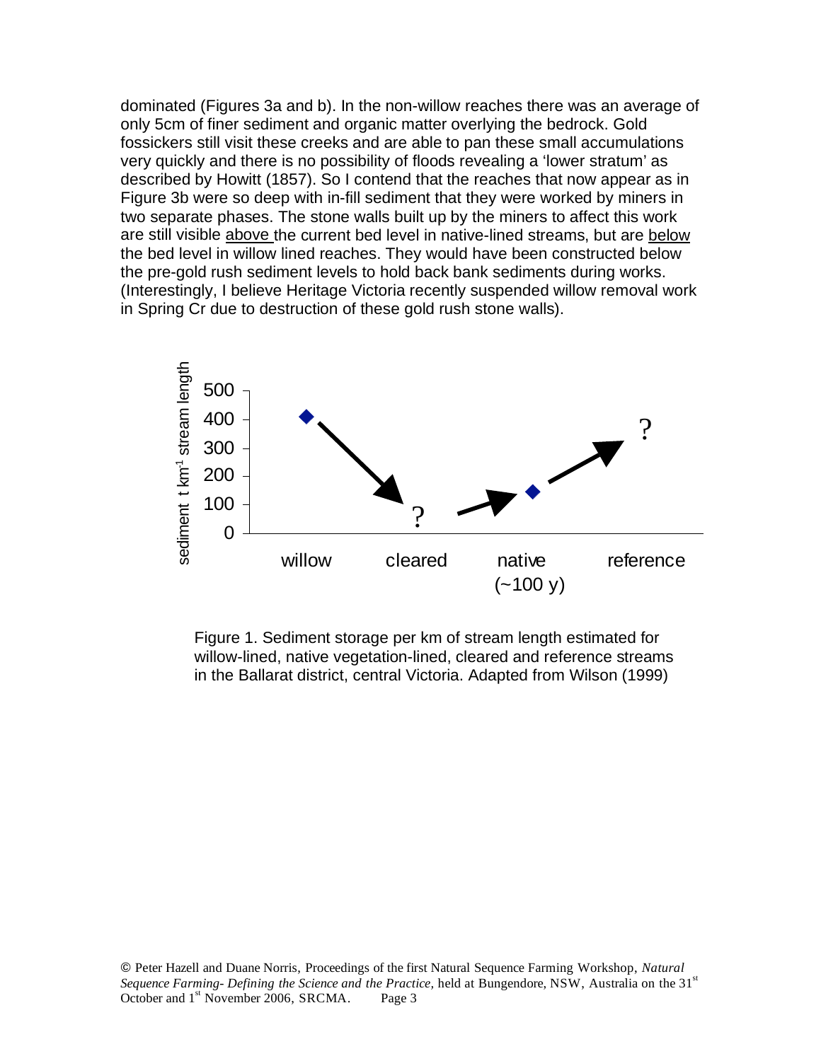dominated (Figures 3a and b). In the non-willow reaches there was an average of only 5cm of finer sediment and organic matter overlying the bedrock. Gold fossickers still visit these creeks and are able to pan these small accumulations very quickly and there is no possibility of floods revealing a 'lower stratum' as described by Howitt (1857). So I contend that the reaches that now appear as in Figure 3b were so deep with in-fill sediment that they were worked by miners in two separate phases. The stone walls built up by the miners to affect this work are still visible above the current bed level in native-lined streams, but are below the bed level in willow lined reaches. They would have been constructed below the pre-gold rush sediment levels to hold back bank sediments during works. (Interestingly, I believe Heritage Victoria recently suspended willow removal work in Spring Cr due to destruction of these gold rush stone walls).

Figure 1. Sediment storage per km of stream length estimated for willow-lined, native vegetation-lined, cleared and reference streams in the Ballarat district, central Victoria. Adapted from Wilson (1999)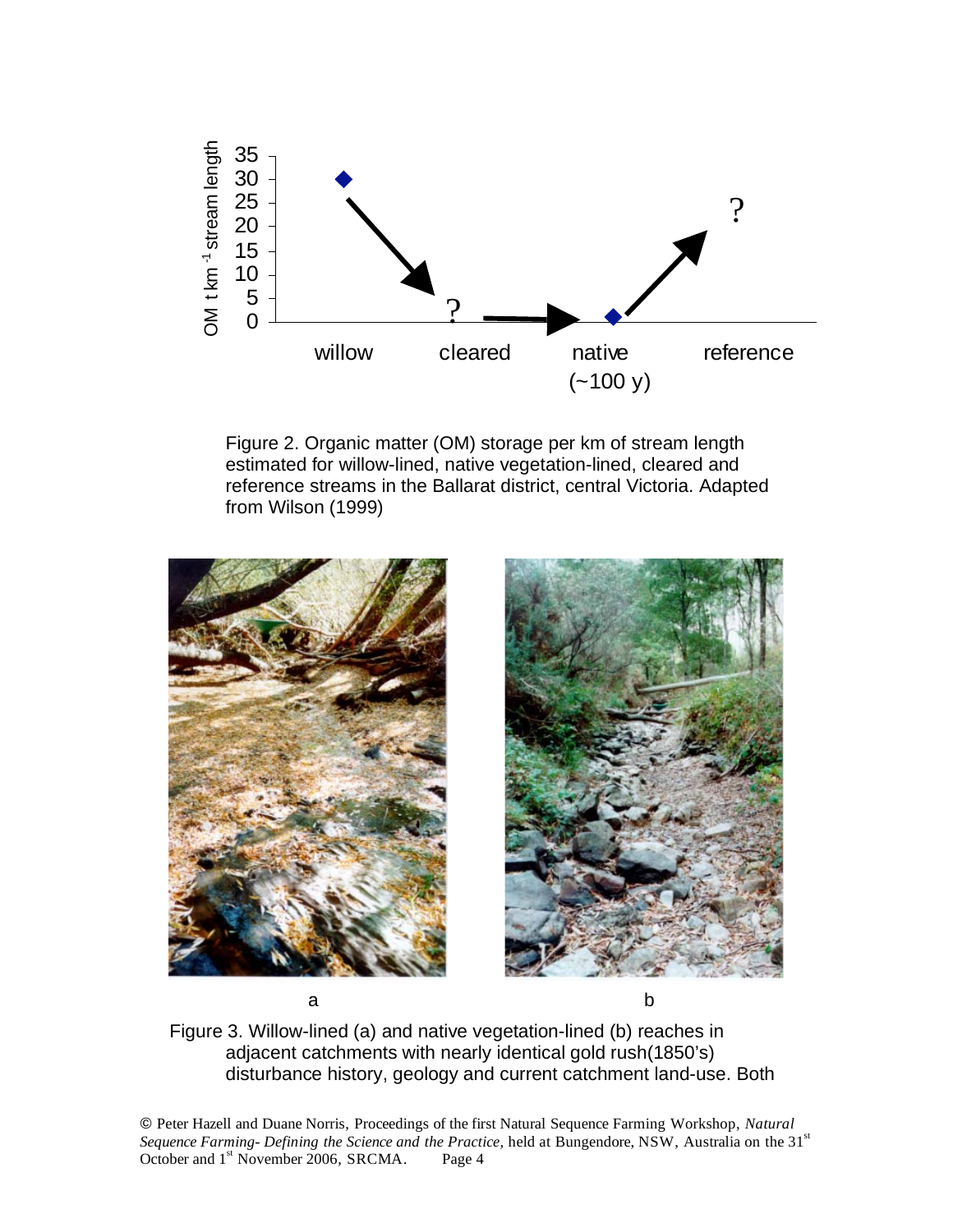Figure 2. Organic matter (OM) storage per km of stream length estimated for willow-lined, native vegetation-lined, cleared and reference streams in the Ballarat district, central Victoria. Adapted from Wilson (1999)

Figure 3. Willow-lined (a) and native vegetation-lined (b) reaches in adjacent catchments with nearly identical gold rush(1850's) disturbance history, geology and current catchment land-use. Both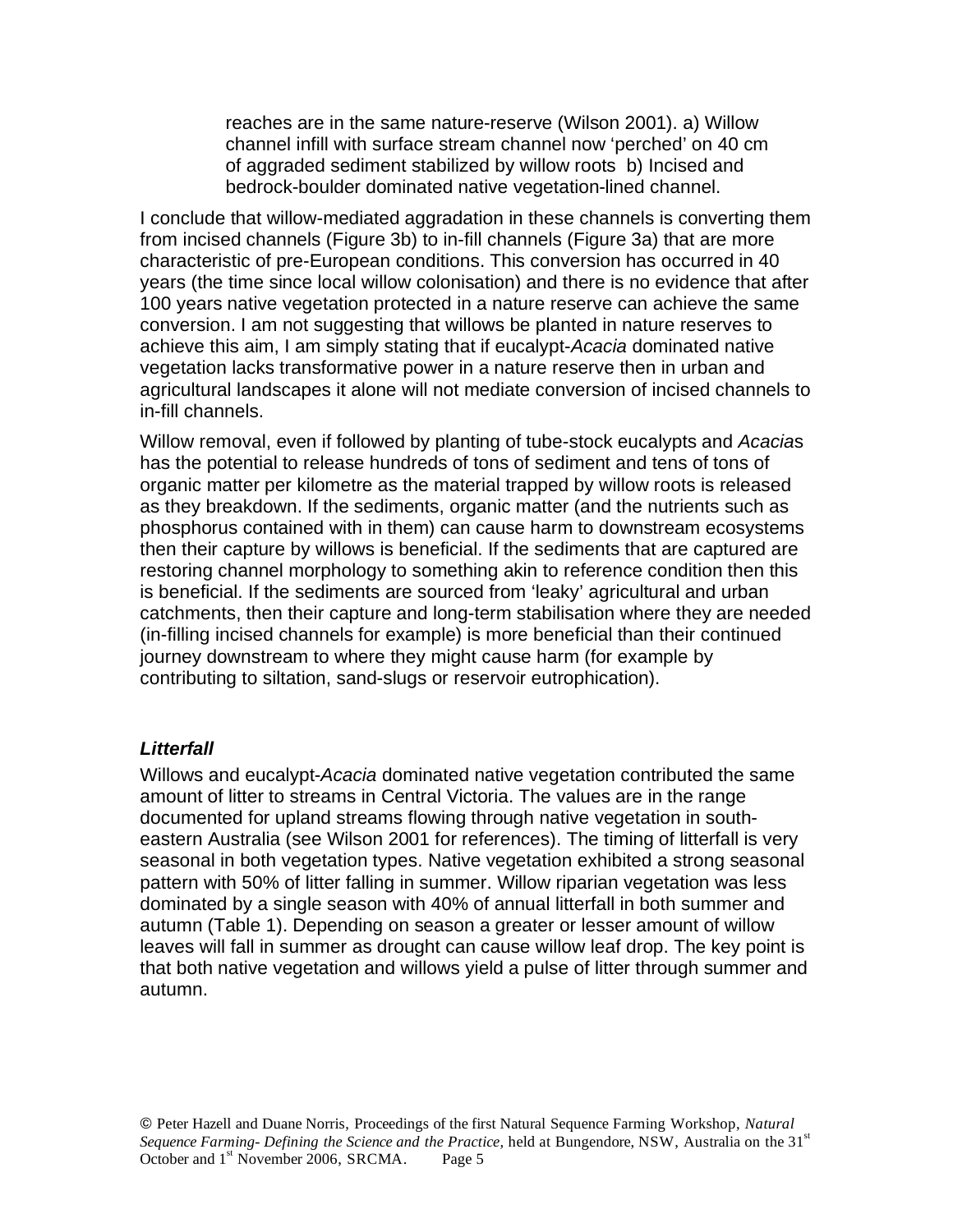reaches are in the same nature-reserve (Wilson 2001). a) Willow channel infill with surface stream channel now 'perched' on 40 cm of aggraded sediment stabilized by willow roots b) Incised and bedrock-boulder dominated native vegetation-lined channel.

I conclude that willow-mediated aggradation in these channels is converting them from incised channels (Figure 3b) to in-fill channels (Figure 3a) that are more characteristic of pre-European conditions. This conversion has occurred in 40 years (the time since local willow colonisation) and there is no evidence that after 100 years native vegetation protected in a nature reserve can achieve the same conversion. I am not suggesting that willows be planted in nature reserves to achieve this aim, I am simply stating that if eucalypt-*Acacia* dominated native vegetation lacks transformative power in a nature reserve then in urban and agricultural landscapes it alone will not mediate conversion of incised channels to in-fill channels.

Willow removal, even if followed by planting of tube-stock eucalypts and *Acacia*s has the potential to release hundreds of tons of sediment and tens of tons of organic matter per kilometre as the material trapped by willow roots is released as they breakdown. If the sediments, organic matter (and the nutrients such as phosphorus contained with in them) can cause harm to downstream ecosystems then their capture by willows is beneficial. If the sediments that are captured are restoring channel morphology to something akin to reference condition then this is beneficial. If the sediments are sourced from 'leaky' agricultural and urban catchments, then their capture and long-term stabilisation where they are needed (in-filling incised channels for example) is more beneficial than their continued journey downstream to where they might cause harm (for example by contributing to siltation, sand-slugs or reservoir eutrophication).

### ***Litterfall***

Willows and eucalypt-*Acacia* dominated native vegetation contributed the same amount of litter to streams in Central Victoria. The values are in the range documented for upland streams flowing through native vegetation in south-eastern Australia (see Wilson 2001 for references). The timing of litterfall is very seasonal in both vegetation types. Native vegetation exhibited a strong seasonal pattern with 50% of litter falling in summer. Willow riparian vegetation was less dominated by a single season with 40% of annual litterfall in both summer and autumn (Table 1). Depending on season a greater or lesser amount of willow leaves will fall in summer as drought can cause willow leaf drop. The key point is that both native vegetation and willows yield a pulse of litter through summer and autumn.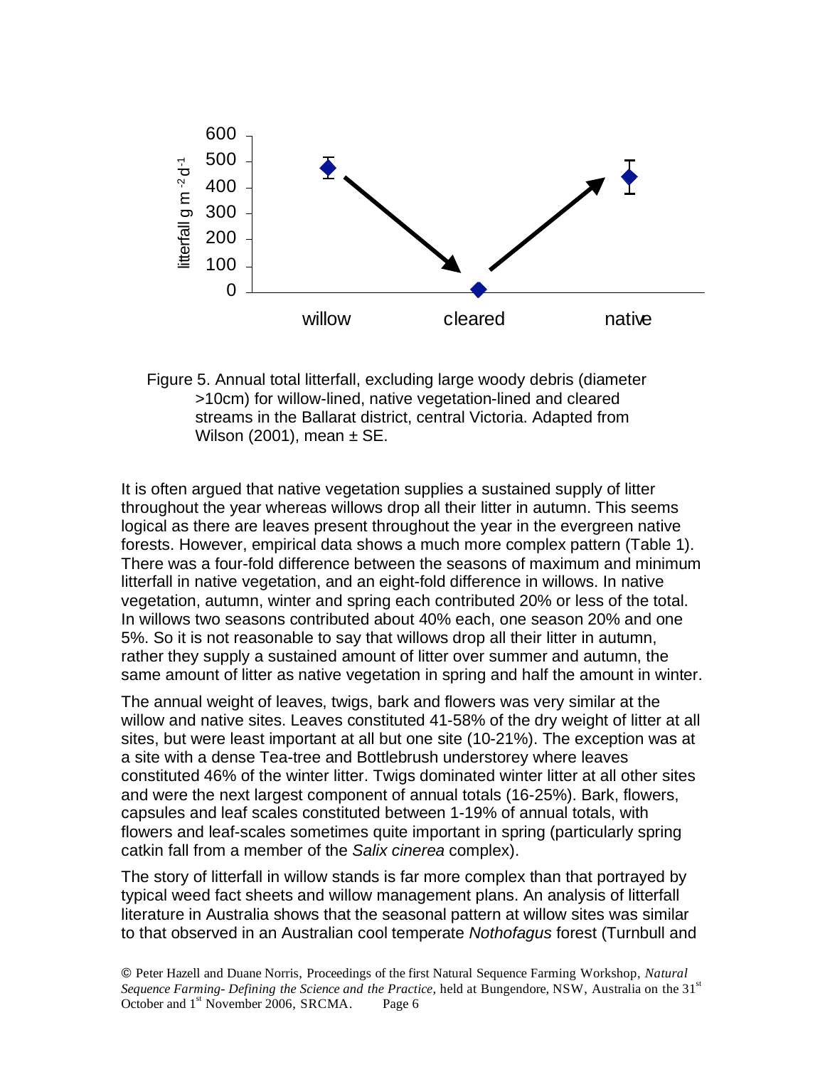Figure 5. Annual total litterfall, excluding large woody debris (diameter >10cm) for willow-lined, native vegetation-lined and cleared streams in the Ballarat district, central Victoria. Adapted from Wilson (2001), mean ± SE.

It is often argued that native vegetation supplies a sustained supply of litter throughout the year whereas willows drop all their litter in autumn. This seems logical as there are leaves present throughout the year in the evergreen native forests. However, empirical data shows a much more complex pattern (Table 1). There was a four-fold difference between the seasons of maximum and minimum litterfall in native vegetation, and an eight-fold difference in willows. In native vegetation, autumn, winter and spring each contributed 20% or less of the total. In willows two seasons contributed about 40% each, one season 20% and one 5%. So it is not reasonable to say that willows drop all their litter in autumn, rather they supply a sustained amount of litter over summer and autumn, the same amount of litter as native vegetation in spring and half the amount in winter.

The annual weight of leaves, twigs, bark and flowers was very similar at the willow and native sites. Leaves constituted 41-58% of the dry weight of litter at all sites, but were least important at all but one site (10-21%). The exception was at a site with a dense Tea-tree and Bottlebrush understorey where leaves constituted 46% of the winter litter. Twigs dominated winter litter at all other sites and were the next largest component of annual totals (16-25%). Bark, flowers, capsules and leaf scales constituted between 1-19% of annual totals, with flowers and leaf-scales sometimes quite important in spring (particularly spring catkin fall from a member of the *Salix cinerea* complex).

The story of litterfall in willow stands is far more complex than that portrayed by typical weed fact sheets and willow management plans. An analysis of litterfall literature in Australia shows that the seasonal pattern at willow sites was similar to that observed in an Australian cool temperate *Nothofagus* forest (Turnbull and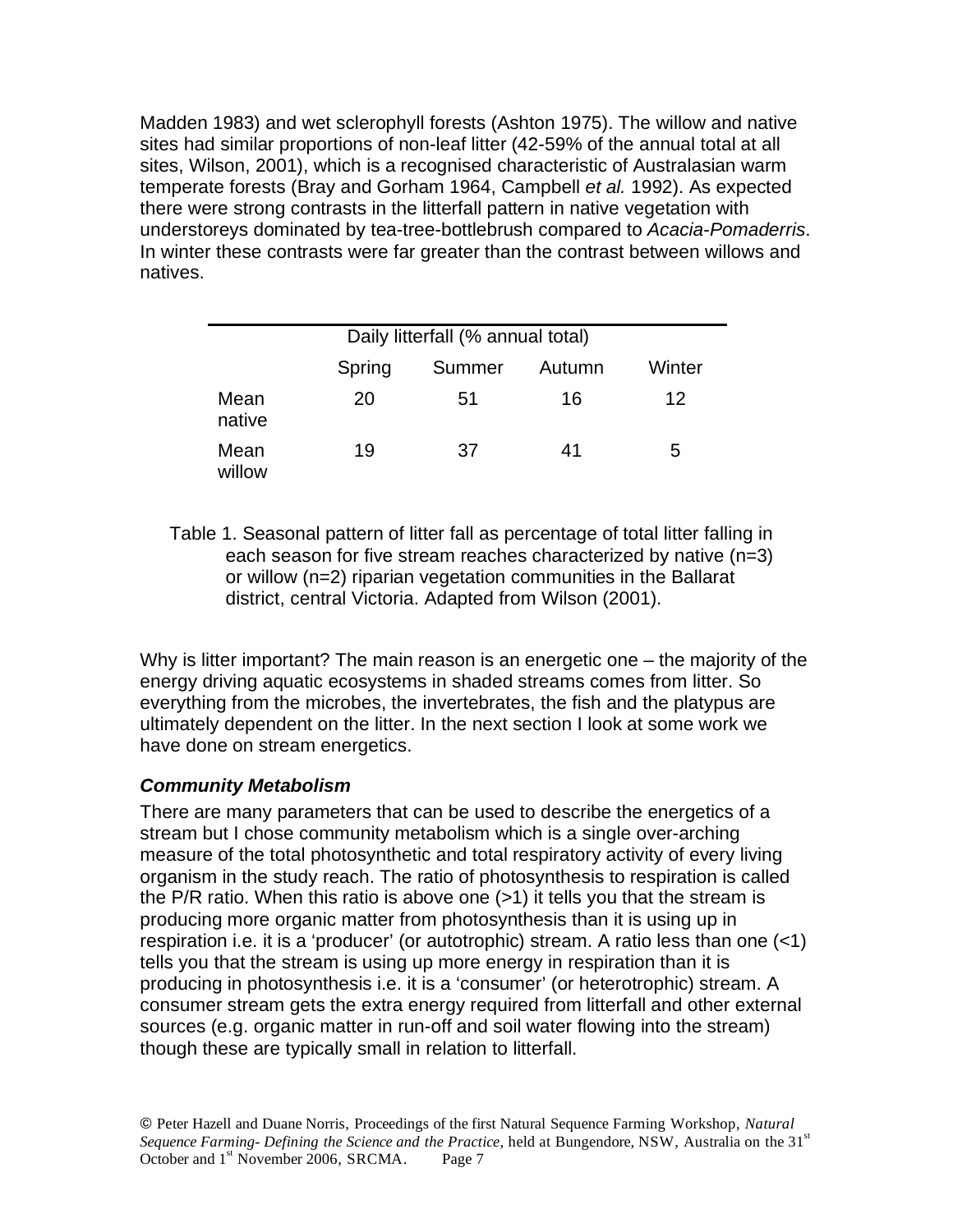Madden 1983) and wet sclerophyll forests (Ashton 1975). The willow and native sites had similar proportions of non-leaf litter (42-59% of the annual total at all sites, Wilson, 2001), which is a recognised characteristic of Australasian warm temperate forests (Bray and Gorham 1964, Campbell *et al.* 1992). As expected there were strong contrasts in the litterfall pattern in native vegetation with understoreys dominated by tea-tree-bottlebrush compared to *Acacia-Pomaderris*. In winter these contrasts were far greater than the contrast between willows and natives.

| | Daily litterfall (% annual total) | | | |
|---|---|---|---|---|
| | Spring | Summer | Autumn | Winter |
| Mean native | 20 | 51 | 16 | 12 |
| Mean willow | 19 | 37 | 41 | 5 |

Table 1. Seasonal pattern of litter fall as percentage of total litter falling in each season for five stream reaches characterized by native (n=3) or willow (n=2) riparian vegetation communities in the Ballarat district, central Victoria. Adapted from Wilson (2001).

Why is litter important? The main reason is an energetic one – the majority of the energy driving aquatic ecosystems in shaded streams comes from litter. So everything from the microbes, the invertebrates, the fish and the platypus are ultimately dependent on the litter. In the next section I look at some work we have done on stream energetics.

### *Community Metabolism*

There are many parameters that can be used to describe the energetics of a stream but I chose community metabolism which is a single over-arching measure of the total photosynthetic and total respiratory activity of every living organism in the study reach. The ratio of photosynthesis to respiration is called the P/R ratio. When this ratio is above one (>1) it tells you that the stream is producing more organic matter from photosynthesis than it is using up in respiration i.e. it is a 'producer' (or autotrophic) stream. A ratio less than one (<1) tells you that the stream is using up more energy in respiration than it is producing in photosynthesis i.e. it is a 'consumer' (or heterotrophic) stream. A consumer stream gets the extra energy required from litterfall and other external sources (e.g. organic matter in run-off and soil water flowing into the stream) though these are typically small in relation to litterfall.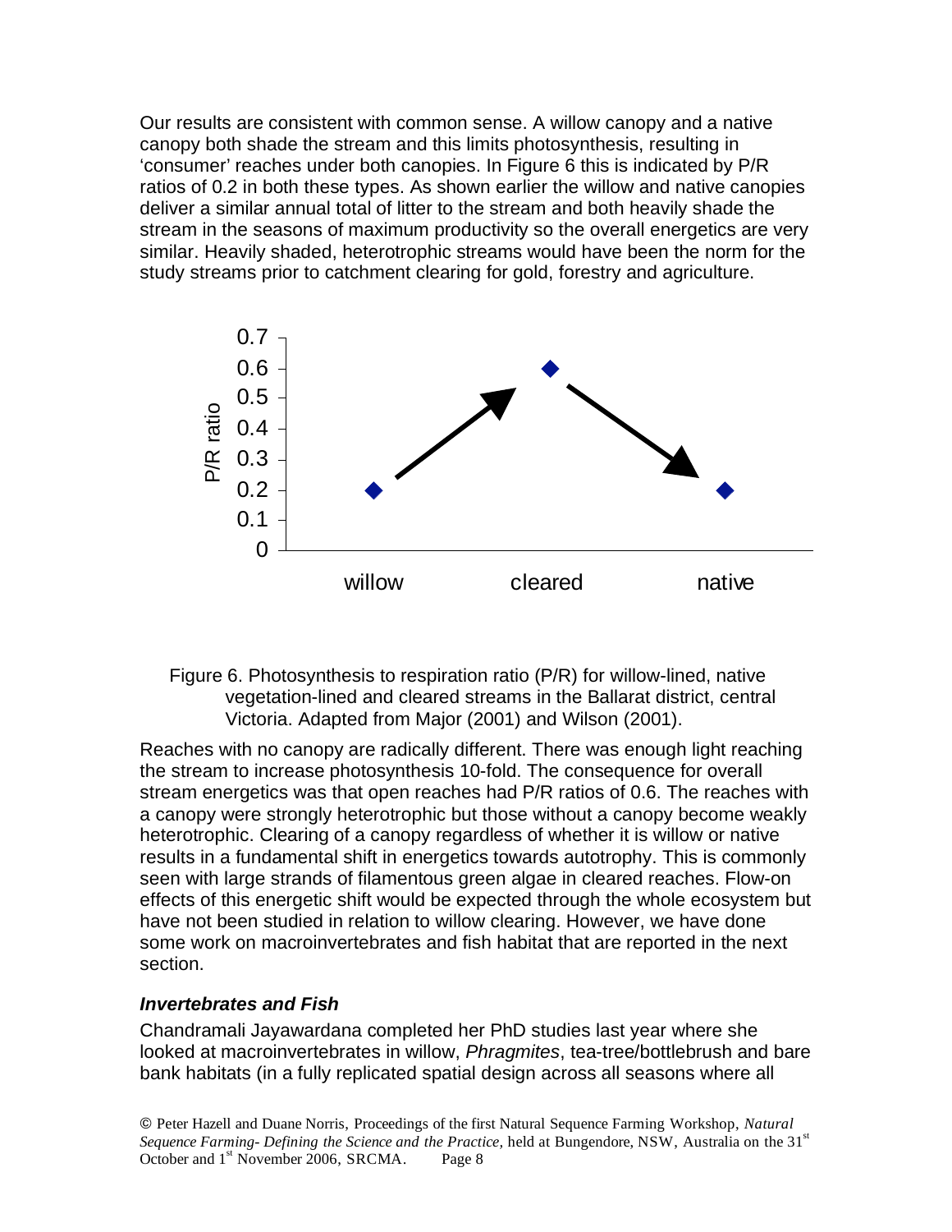Our results are consistent with common sense. A willow canopy and a native canopy both shade the stream and this limits photosynthesis, resulting in 'consumer' reaches under both canopies. In Figure 6 this is indicated by P/R ratios of 0.2 in both these types. As shown earlier the willow and native canopies deliver a similar annual total of litter to the stream and both heavily shade the stream in the seasons of maximum productivity so the overall energetics are very similar. Heavily shaded, heterotrophic streams would have been the norm for the study streams prior to catchment clearing for gold, forestry and agriculture.

Figure 6. Photosynthesis to respiration ratio (P/R) for willow-lined, native vegetation-lined and cleared streams in the Ballarat district, central Victoria. Adapted from Major (2001) and Wilson (2001).

Reaches with no canopy are radically different. There was enough light reaching the stream to increase photosynthesis 10-fold. The consequence for overall stream energetics was that open reaches had P/R ratios of 0.6. The reaches with a canopy were strongly heterotrophic but those without a canopy become weakly heterotrophic. Clearing of a canopy regardless of whether it is willow or native results in a fundamental shift in energetics towards autotrophy. This is commonly seen with large strands of filamentous green algae in cleared reaches. Flow-on effects of this energetic shift would be expected through the whole ecosystem but have not been studied in relation to willow clearing. However, we have done some work on macroinvertebrates and fish habitat that are reported in the next section.

### ***Invertebrates and Fish***

Chandramali Jayawardana completed her PhD studies last year where she looked at macroinvertebrates in willow, *Phragmites*, tea-tree/bottlebrush and bare bank habitats (in a fully replicated spatial design across all seasons where all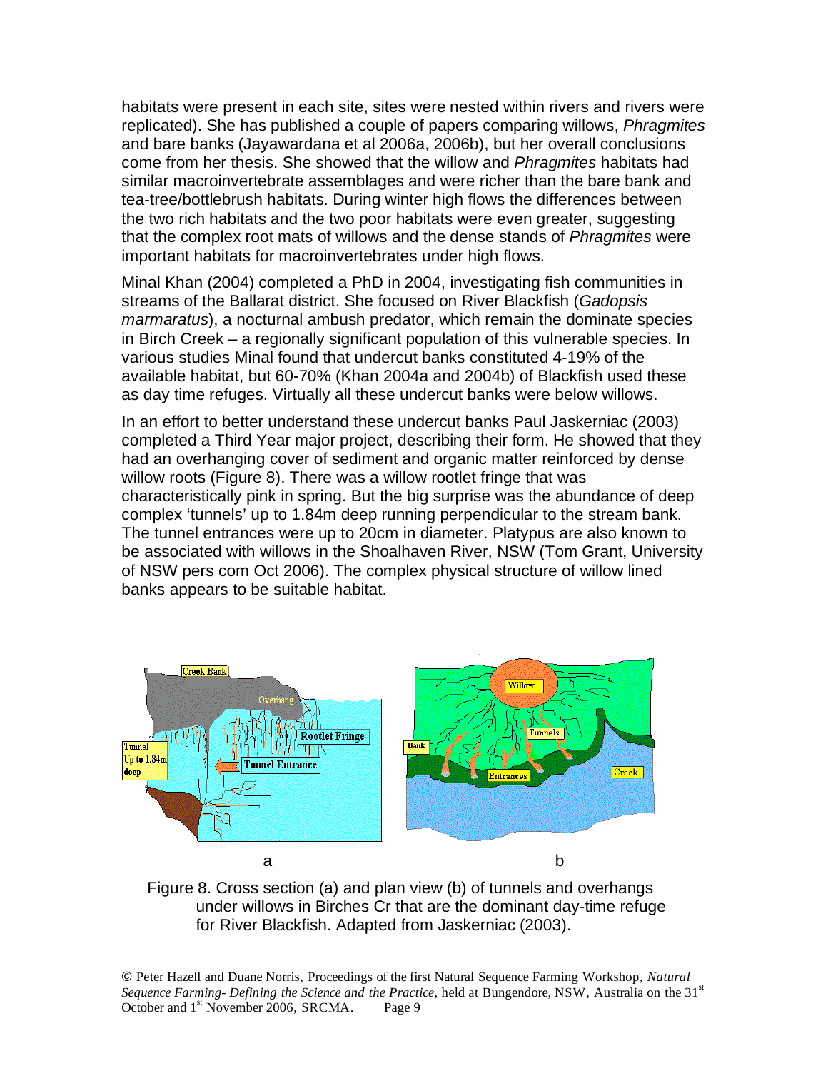habitats were present in each site, sites were nested within rivers and rivers were replicated). She has published a couple of papers comparing willows, *Phragmites* and bare banks (Jayawardana et al 2006a, 2006b), but her overall conclusions come from her thesis. She showed that the willow and *Phragmites* habitats had similar macroinvertebrate assemblages and were richer than the bare bank and tea-tree/bottlebrush habitats. During winter high flows the differences between the two rich habitats and the two poor habitats were even greater, suggesting that the complex root mats of willows and the dense stands of *Phragmites* were important habitats for macroinvertebrates under high flows.

Minal Khan (2004) completed a PhD in 2004, investigating fish communities in streams of the Ballarat district. She focused on River Blackfish (*Gadopsis marmaratus*), a nocturnal ambush predator, which remain the dominate species in Birch Creek – a regionally significant population of this vulnerable species. In various studies Minal found that undercut banks constituted 4-19% of the available habitat, but 60-70% (Khan 2004a and 2004b) of Blackfish used these as day time refuges. Virtually all these undercut banks were below willows.

In an effort to better understand these undercut banks Paul Jaskerniac (2003) completed a Third Year major project, describing their form. He showed that they had an overhanging cover of sediment and organic matter reinforced by dense willow roots (Figure 8). There was a willow rootlet fringe that was characteristically pink in spring. But the big surprise was the abundance of deep complex 'tunnels' up to 1.84m deep running perpendicular to the stream bank. The tunnel entrances were up to 20cm in diameter. Platypus are also known to be associated with willows in the Shoalhaven River, NSW (Tom Grant, University of NSW pers com Oct 2006). The complex physical structure of willow lined banks appears to be suitable habitat.

Figure 8. Cross section (a) and plan view (b) of tunnels and overhangs under willows in Birches Cr that are the dominant day-time refuge for River Blackfish. Adapted from Jaskerniac (2003).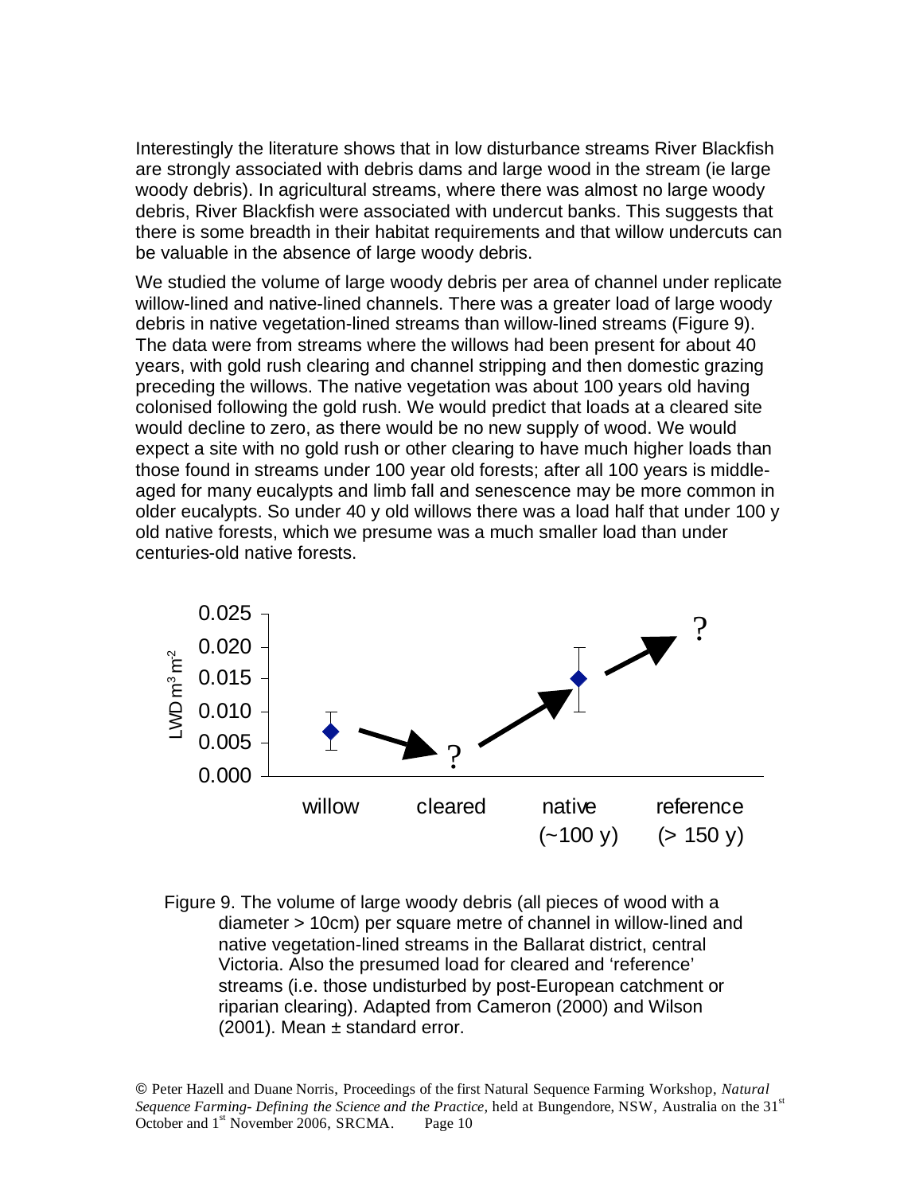Interestingly the literature shows that in low disturbance streams River Blackfish are strongly associated with debris dams and large wood in the stream (ie large woody debris). In agricultural streams, where there was almost no large woody debris, River Blackfish were associated with undercut banks. This suggests that there is some breadth in their habitat requirements and that willow undercuts can be valuable in the absence of large woody debris.

We studied the volume of large woody debris per area of channel under replicate willow-lined and native-lined channels. There was a greater load of large woody debris in native vegetation-lined streams than willow-lined streams (Figure 9). The data were from streams where the willows had been present for about 40 years, with gold rush clearing and channel stripping and then domestic grazing preceding the willows. The native vegetation was about 100 years old having colonised following the gold rush. We would predict that loads at a cleared site would decline to zero, as there would be no new supply of wood. We would expect a site with no gold rush or other clearing to have much higher loads than those found in streams under 100 year old forests; after all 100 years is middle-aged for many eucalypts and limb fall and senescence may be more common in older eucalypts. So under 40 y old willows there was a load half that under 100 y old native forests, which we presume was a much smaller load than under centuries-old native forests.

Figure 9. The volume of large woody debris (all pieces of wood with a diameter > 10cm) per square metre of channel in willow-lined and native vegetation-lined streams in the Ballarat district, central Victoria. Also the presumed load for cleared and 'reference' streams (i.e. those undisturbed by post-European catchment or riparian clearing). Adapted from Cameron (2000) and Wilson (2001). Mean ± standard error.

© Peter Hazell and Duane Norris, Proceedings of the first Natural Sequence Farming Workshop, *Natural Sequence Farming- Defining the Science and the Practice,* held at Bungendore, NSW, Australia on the 31st October and 1st November 2006, SRCMA.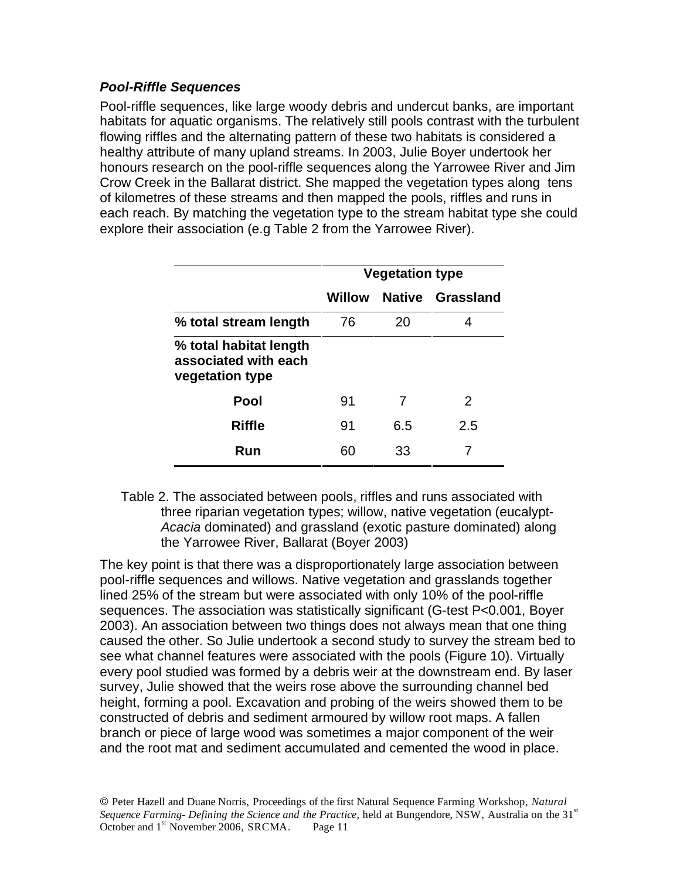### ***Pool-Riffle Sequences***

Pool-riffle sequences, like large woody debris and undercut banks, are important habitats for aquatic organisms. The relatively still pools contrast with the turbulent flowing riffles and the alternating pattern of these two habitats is considered a healthy attribute of many upland streams. In 2003, Julie Boyer undertook her honours research on the pool-riffle sequences along the Yarrowee River and Jim Crow Creek in the Ballarat district. She mapped the vegetation types along tens of kilometres of these streams and then mapped the pools, riffles and runs in each reach. By matching the vegetation type to the stream habitat type she could explore their association (e.g Table 2 from the Yarrowee River).

| | **Vegetation type** | | |
|---|---|---|---|
| | **Willow** | **Native** | **Grassland** |
| **% total stream length** | 76 | 20 | 4 |
| **% total habitat length associated with each vegetation type** | | | |
| **Pool** | 91 | 7 | 2 |
| **Riffle** | 91 | 6.5 | 2.5 |
| **Run** | 60 | 33 | 7 |

Table 2. The associated between pools, riffles and runs associated with three riparian vegetation types; willow, native vegetation (eucalypt-*Acacia* dominated) and grassland (exotic pasture dominated) along the Yarrowee River, Ballarat (Boyer 2003)

The key point is that there was a disproportionately large association between pool-riffle sequences and willows. Native vegetation and grasslands together lined 25% of the stream but were associated with only 10% of the pool-riffle sequences. The association was statistically significant (G-test P<0.001, Boyer 2003). An association between two things does not always mean that one thing caused the other. So Julie undertook a second study to survey the stream bed to see what channel features were associated with the pools (Figure 10). Virtually every pool studied was formed by a debris weir at the downstream end. By laser survey, Julie showed that the weirs rose above the surrounding channel bed height, forming a pool. Excavation and probing of the weirs showed them to be constructed of debris and sediment armoured by willow root maps. A fallen branch or piece of large wood was sometimes a major component of the weir and the root mat and sediment accumulated and cemented the wood in place.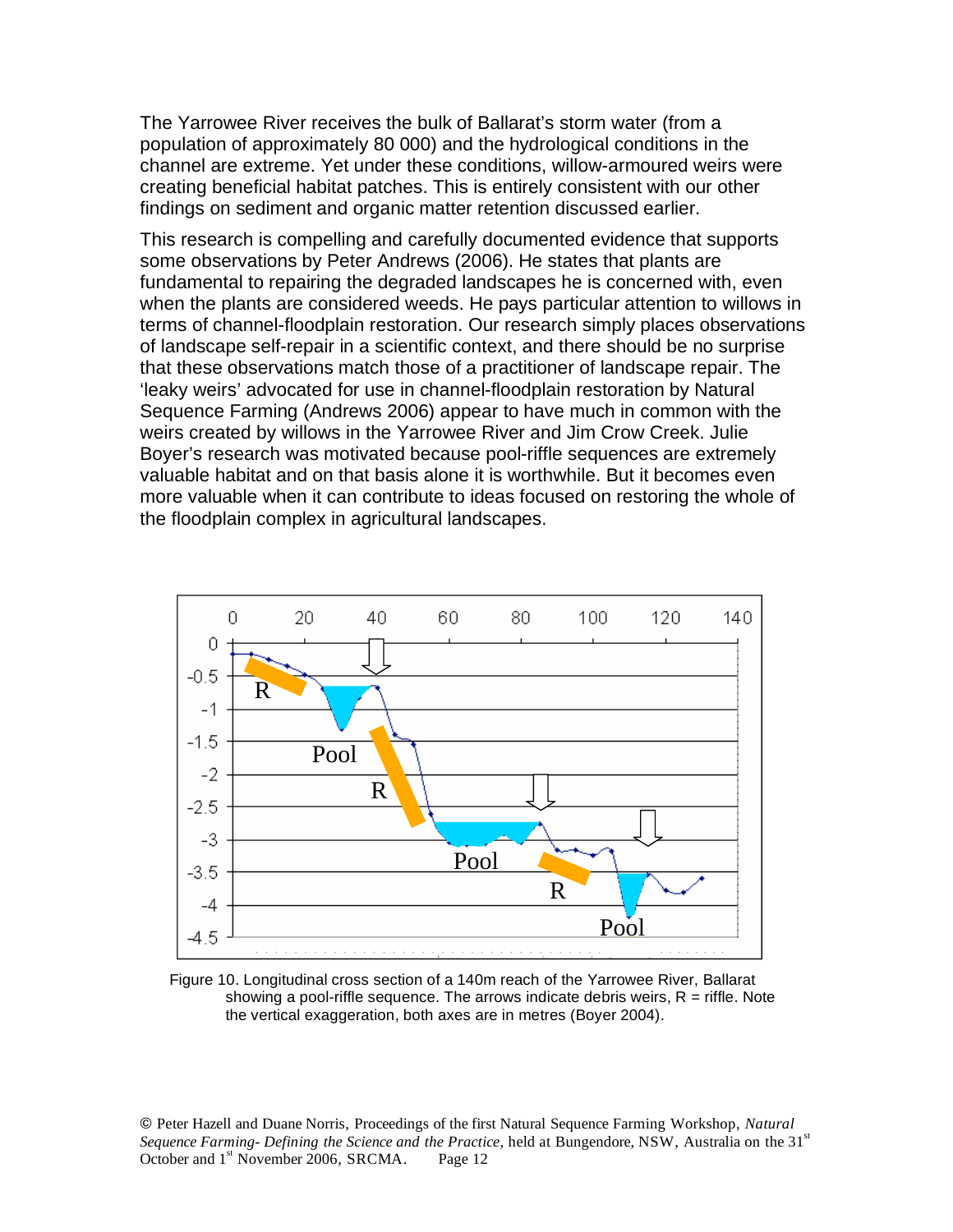The Yarrowee River receives the bulk of Ballarat's storm water (from a population of approximately 80 000) and the hydrological conditions in the channel are extreme. Yet under these conditions, willow-armoured weirs were creating beneficial habitat patches. This is entirely consistent with our other findings on sediment and organic matter retention discussed earlier.

This research is compelling and carefully documented evidence that supports some observations by Peter Andrews (2006). He states that plants are fundamental to repairing the degraded landscapes he is concerned with, even when the plants are considered weeds. He pays particular attention to willows in terms of channel-floodplain restoration. Our research simply places observations of landscape self-repair in a scientific context, and there should be no surprise that these observations match those of a practitioner of landscape repair. The 'leaky weirs' advocated for use in channel-floodplain restoration by Natural Sequence Farming (Andrews 2006) appear to have much in common with the weirs created by willows in the Yarrowee River and Jim Crow Creek. Julie Boyer's research was motivated because pool-riffle sequences are extremely valuable habitat and on that basis alone it is worthwhile. But it becomes even more valuable when it can contribute to ideas focused on restoring the whole of the floodplain complex in agricultural landscapes.

Figure 10. Longitudinal cross section of a 140m reach of the Yarrowee River, Ballarat showing a pool-riffle sequence. The arrows indicate debris weirs, R = riffle. Note the vertical exaggeration, both axes are in metres (Boyer 2004).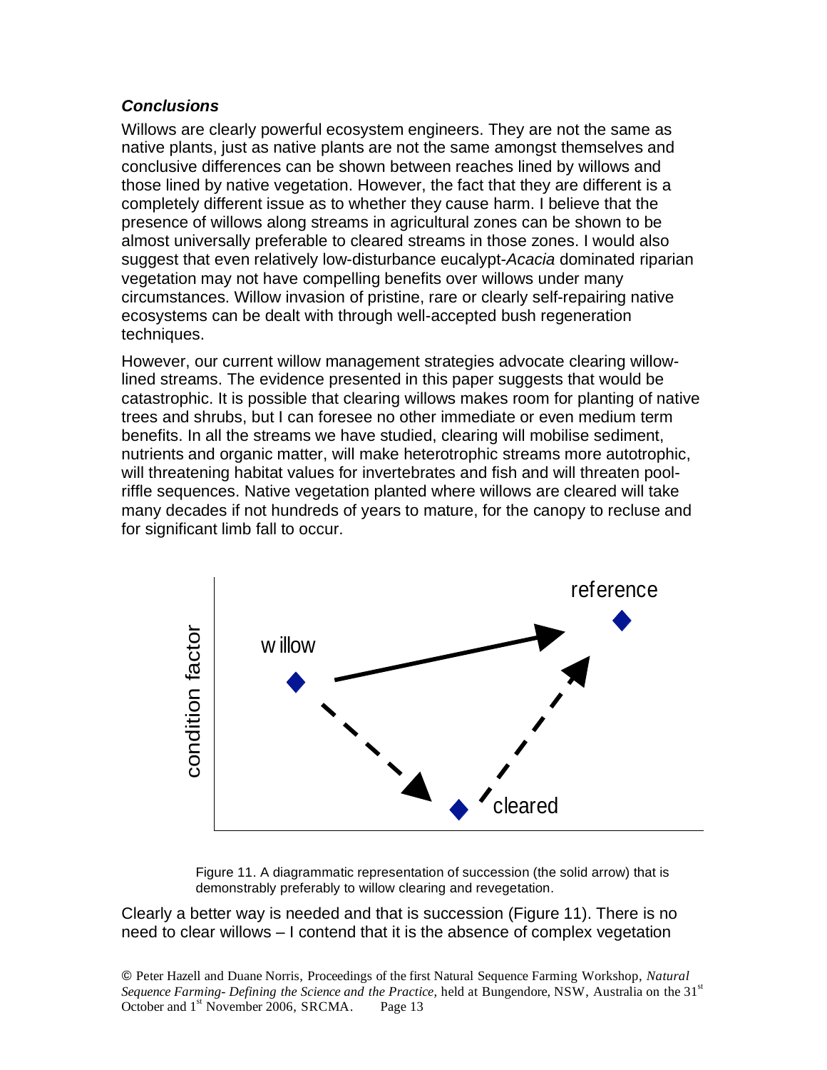### *Conclusions*

Willows are clearly powerful ecosystem engineers. They are not the same as native plants, just as native plants are not the same amongst themselves and conclusive differences can be shown between reaches lined by willows and those lined by native vegetation. However, the fact that they are different is a completely different issue as to whether they cause harm. I believe that the presence of willows along streams in agricultural zones can be shown to be almost universally preferable to cleared streams in those zones. I would also suggest that even relatively low-disturbance eucalypt-*Acacia* dominated riparian vegetation may not have compelling benefits over willows under many circumstances. Willow invasion of pristine, rare or clearly self-repairing native ecosystems can be dealt with through well-accepted bush regeneration techniques.

However, our current willow management strategies advocate clearing willow-lined streams. The evidence presented in this paper suggests that would be catastrophic. It is possible that clearing willows makes room for planting of native trees and shrubs, but I can foresee no other immediate or even medium term benefits. In all the streams we have studied, clearing will mobilise sediment, nutrients and organic matter, will make heterotrophic streams more autotrophic, will threatening habitat values for invertebrates and fish and will threaten pool-riffle sequences. Native vegetation planted where willows are cleared will take many decades if not hundreds of years to mature, for the canopy to recluse and for significant limb fall to occur.

Figure 11. A diagrammatic representation of succession (the solid arrow) that is demonstrably preferably to willow clearing and revegetation.

Clearly a better way is needed and that is succession (Figure 11). There is no need to clear willows – I contend that it is the absence of complex vegetation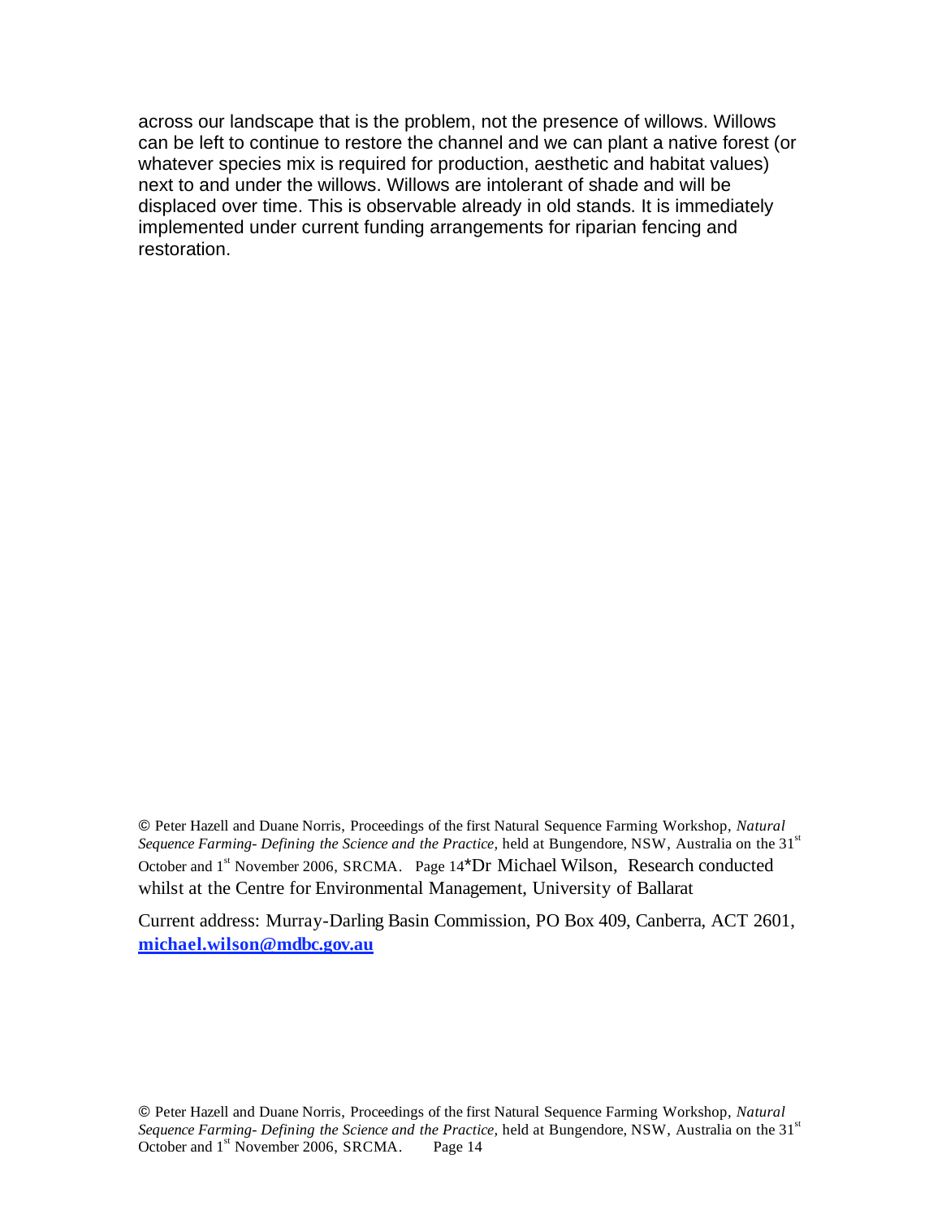across our landscape that is the problem, not the presence of willows. Willows can be left to continue to restore the channel and we can plant a native forest (or whatever species mix is required for production, aesthetic and habitat values) next to and under the willows. Willows are intolerant of shade and will be displaced over time. This is observable already in old stands. It is immediately implemented under current funding arrangements for riparian fencing and restoration.

*Dr Michael Wilson, Research conducted whilst at the Centre for Environmental Management, University of Ballarat

Current address: Murray-Darling Basin Commission, PO Box 409, Canberra, ACT 2601, **michael.wilson@mdbc.gov.au**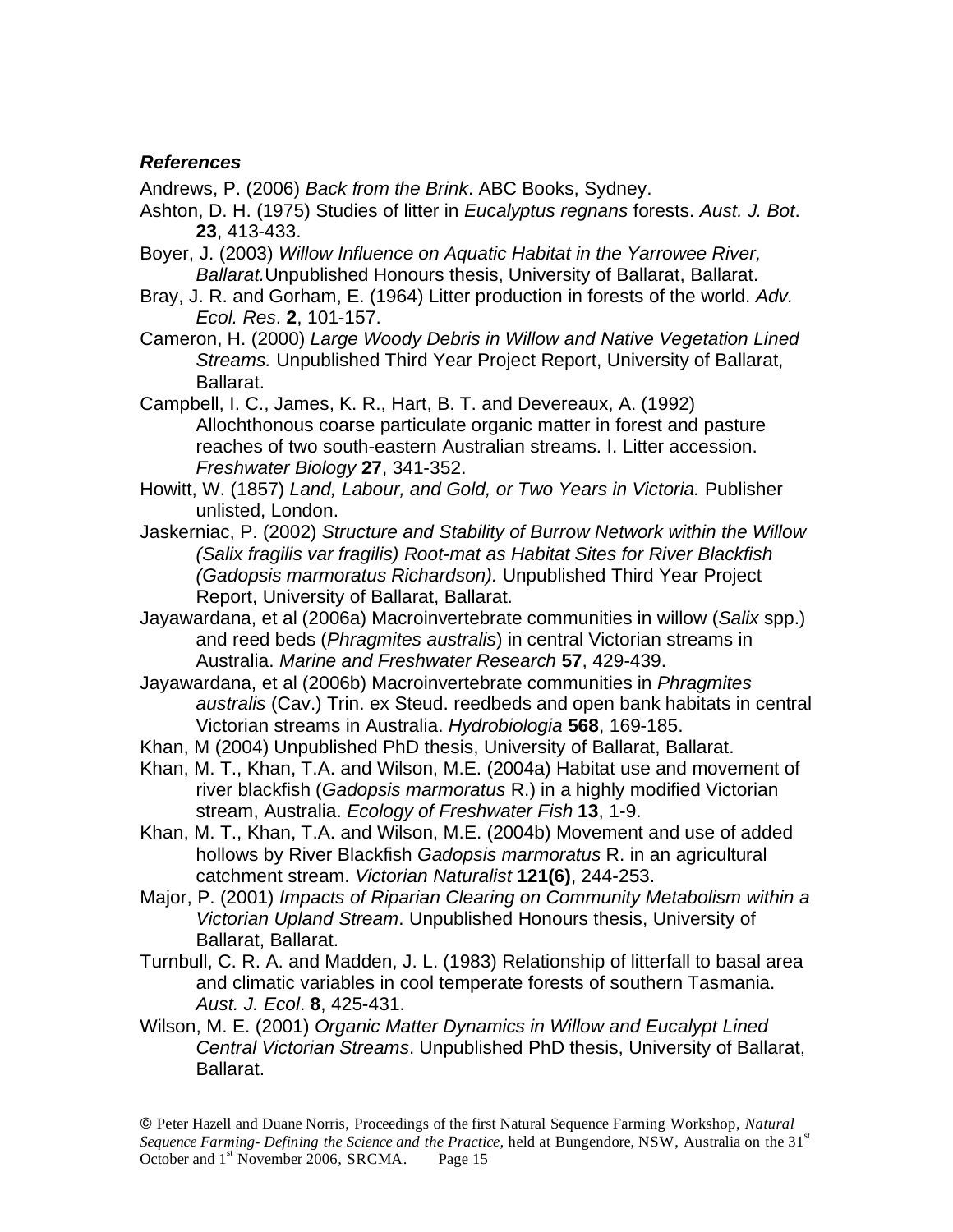***References***

Andrews, P. (2006) *Back from the Brink*. ABC Books, Sydney.

Ashton, D. H. (1975) Studies of litter in *Eucalyptus regnans* forests. *Aust. J. Bot*. **23**, 413-433.

Boyer, J. (2003) *Willow Influence on Aquatic Habitat in the Yarrowee River, Ballarat.*Unpublished Honours thesis, University of Ballarat, Ballarat.

Bray, J. R. and Gorham, E. (1964) Litter production in forests of the world. *Adv. Ecol. Res*. **2**, 101-157.

Cameron, H. (2000) *Large Woody Debris in Willow and Native Vegetation Lined Streams.* Unpublished Third Year Project Report, University of Ballarat, Ballarat.

Campbell, I. C., James, K. R., Hart, B. T. and Devereaux, A. (1992) Allochthonous coarse particulate organic matter in forest and pasture reaches of two south-eastern Australian streams. I. Litter accession. *Freshwater Biology* **27**, 341-352.

Howitt, W. (1857) *Land, Labour, and Gold, or Two Years in Victoria.* Publisher unlisted, London.

Jaskerniac, P. (2002) *Structure and Stability of Burrow Network within the Willow (Salix fragilis var fragilis) Root-mat as Habitat Sites for River Blackfish (Gadopsis marmoratus Richardson).* Unpublished Third Year Project Report, University of Ballarat, Ballarat.

Jayawardana, et al (2006a) Macroinvertebrate communities in willow (*Salix* spp.) and reed beds (*Phragmites australis*) in central Victorian streams in Australia. *Marine and Freshwater Research* **57**, 429-439.

Jayawardana, et al (2006b) Macroinvertebrate communities in *Phragmites australis* (Cav.) Trin. ex Steud. reedbeds and open bank habitats in central Victorian streams in Australia. *Hydrobiologia* **568**, 169-185.

Khan, M (2004) Unpublished PhD thesis, University of Ballarat, Ballarat.

Khan, M. T., Khan, T.A. and Wilson, M.E. (2004a) Habitat use and movement of river blackfish (*Gadopsis marmoratus* R.) in a highly modified Victorian stream, Australia. *Ecology of Freshwater Fish* **13**, 1-9.

Khan, M. T., Khan, T.A. and Wilson, M.E. (2004b) Movement and use of added hollows by River Blackfish *Gadopsis marmoratus* R. in an agricultural catchment stream. *Victorian Naturalist* **121(6)**, 244-253.

Major, P. (2001) *Impacts of Riparian Clearing on Community Metabolism within a Victorian Upland Stream*. Unpublished Honours thesis, University of Ballarat, Ballarat.

Turnbull, C. R. A. and Madden, J. L. (1983) Relationship of litterfall to basal area and climatic variables in cool temperate forests of southern Tasmania. *Aust. J. Ecol*. **8**, 425-431.

Wilson, M. E. (2001) *Organic Matter Dynamics in Willow and Eucalypt Lined Central Victorian Streams*. Unpublished PhD thesis, University of Ballarat, Ballarat.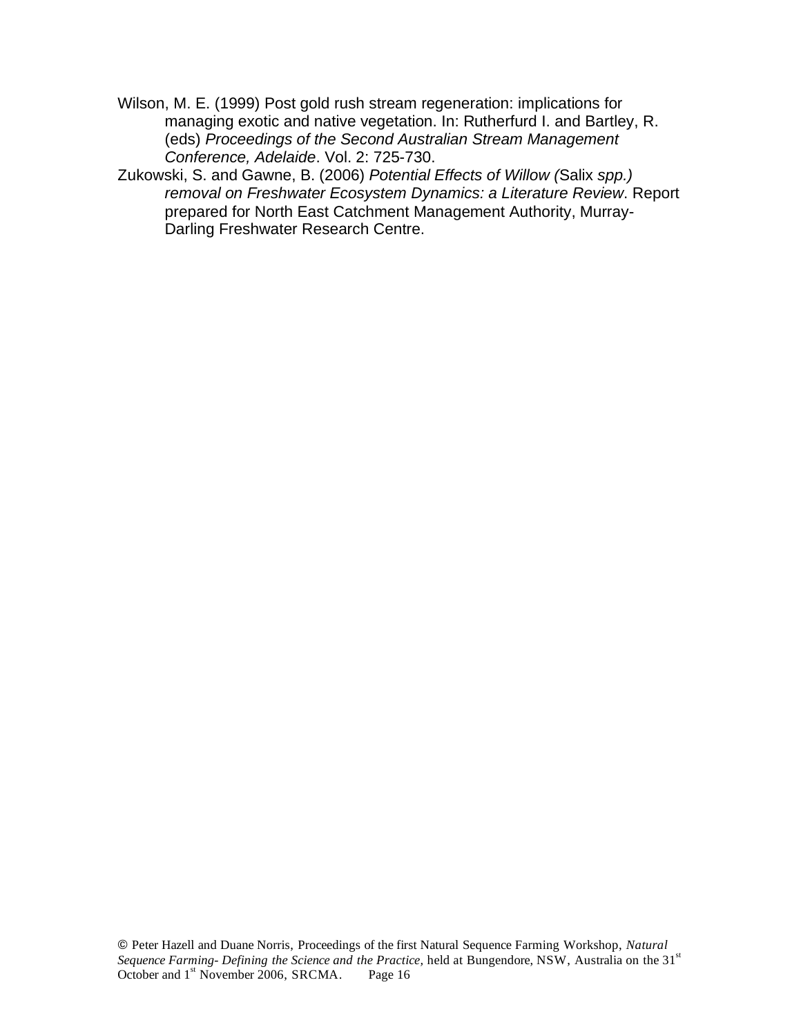Wilson, M. E. (1999) Post gold rush stream regeneration: implications for managing exotic and native vegetation. In: Rutherfurd I. and Bartley, R. (eds) *Proceedings of the Second Australian Stream Management Conference, Adelaide*. Vol. 2: 725-730.

Zukowski, S. and Gawne, B. (2006) *Potential Effects of Willow (*Salix *spp.) removal on Freshwater Ecosystem Dynamics: a Literature Review*. Report prepared for North East Catchment Management Authority, Murray-Darling Freshwater Research Centre.